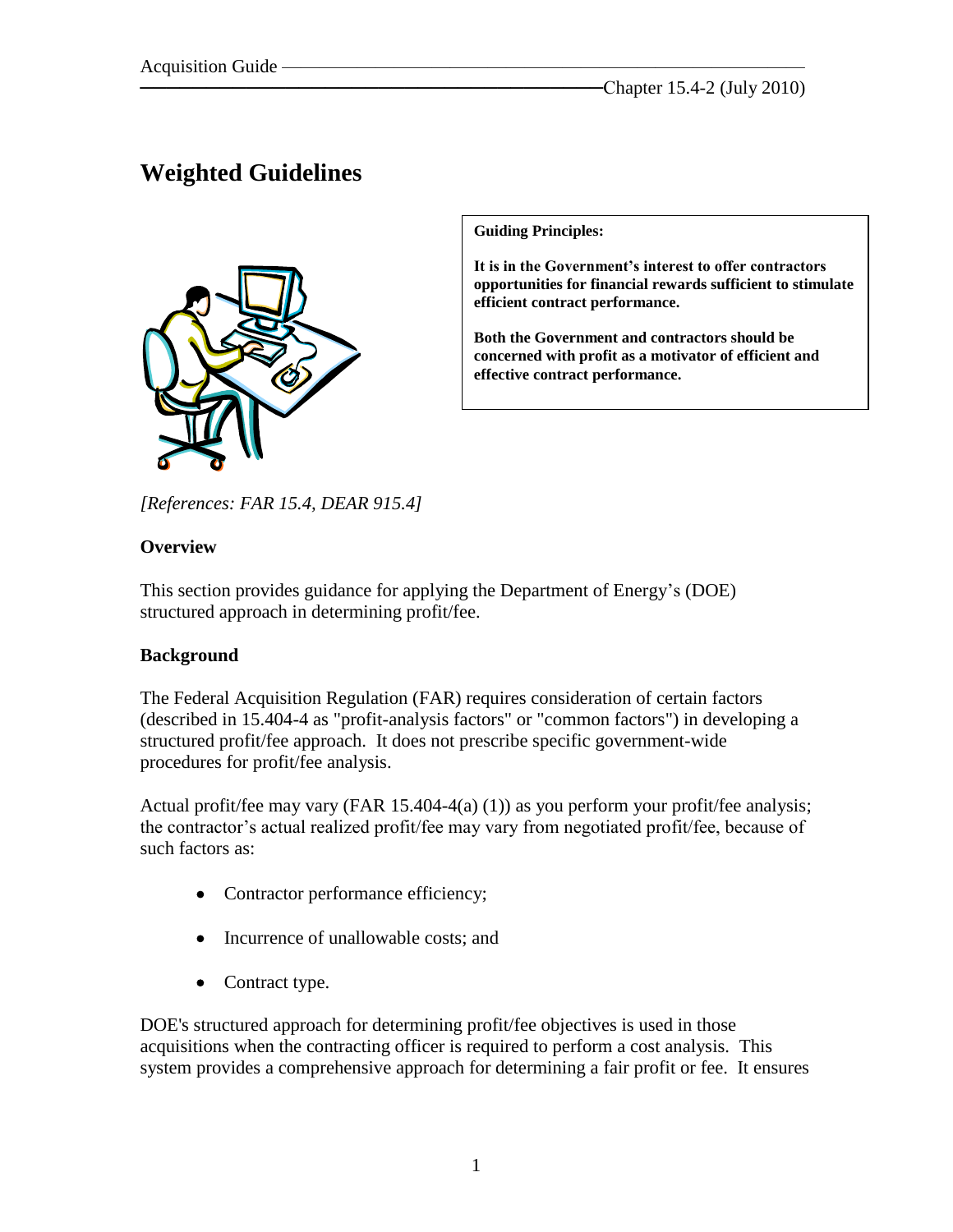# Weighted Guidelines

**Guiding Principles:**

**It is in the Government's interest to offer contractors opportunities for financial rewards sufficient to stimulate efficient contract performance.**

**Both the Government and contractors should be concerned with profit as a motivator of efficient and effective contract performance.**

*[References: FAR 15.4, DEAR 915.4]*

## Overview

This section provides guidance for applying the Department of Energy's (DOE) structured approach in determining profit/fee.

## Background

The Federal Acquisition Regulation (FAR) requires consideration of certain factors (described in 15.404-4 as "profit-analysis factors" or "common factors") in developing a structured profit/fee approach. It does not prescribe specific government-wide procedures for profit/fee analysis.

Actual profit/fee may vary (FAR 15.404-4(a) (1)) as you perform your profit/fee analysis; the contractor's actual realized profit/fee may vary from negotiated profit/fee, because of such factors as:

- Contractor performance efficiency;
- Incurrence of unallowable costs; and
- Contract type.

DOE's structured approach for determining profit/fee objectives is used in those acquisitions when the contracting officer is required to perform a cost analysis. This system provides a comprehensive approach for determining a fair profit or fee. It ensures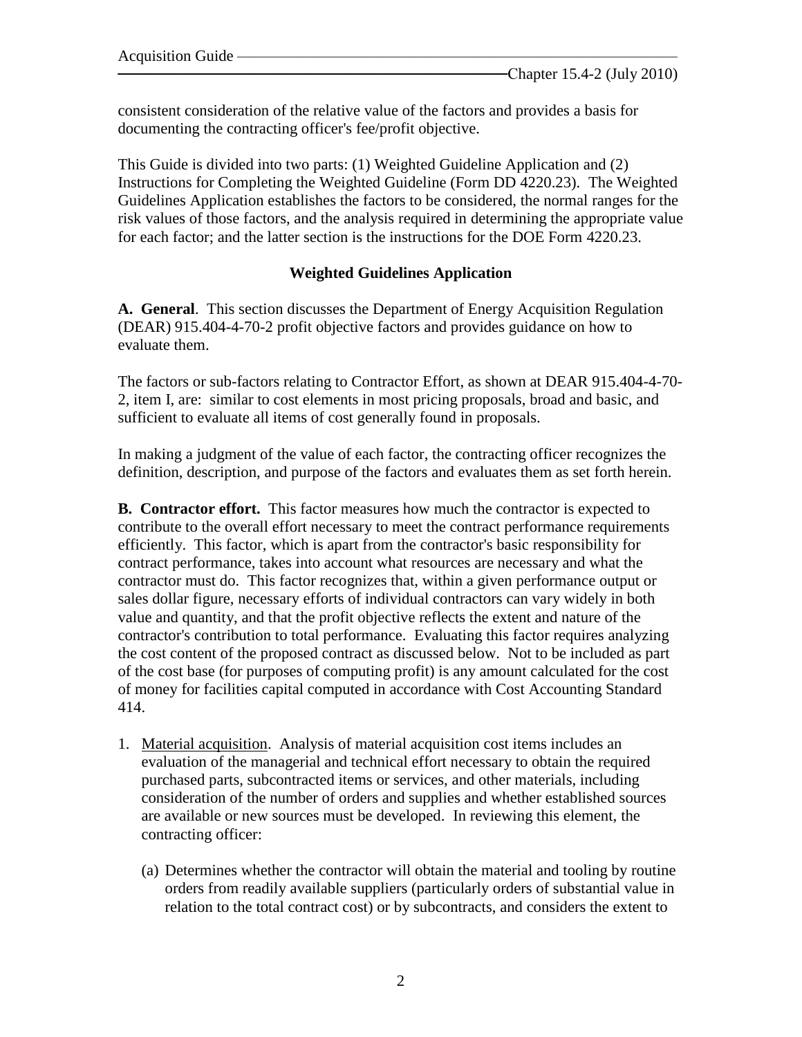consistent consideration of the relative value of the factors and provides a basis for documenting the contracting officer's fee/profit objective.

This Guide is divided into two parts: (1) Weighted Guideline Application and (2) Instructions for Completing the Weighted Guideline (Form DD 4220.23). The Weighted Guidelines Application establishes the factors to be considered, the normal ranges for the risk values of those factors, and the analysis required in determining the appropriate value for each factor; and the latter section is the instructions for the DOE Form 4220.23.

## Weighted Guidelines Application

**A. General**. This section discusses the Department of Energy Acquisition Regulation (DEAR) 915.404-4-70-2 profit objective factors and provides guidance on how to evaluate them.

The factors or sub-factors relating to Contractor Effort, as shown at DEAR 915.404-4-70-2, item I, are: similar to cost elements in most pricing proposals, broad and basic, and sufficient to evaluate all items of cost generally found in proposals.

In making a judgment of the value of each factor, the contracting officer recognizes the definition, description, and purpose of the factors and evaluates them as set forth herein.

**B. Contractor effort.** This factor measures how much the contractor is expected to contribute to the overall effort necessary to meet the contract performance requirements efficiently. This factor, which is apart from the contractor's basic responsibility for contract performance, takes into account what resources are necessary and what the contractor must do. This factor recognizes that, within a given performance output or sales dollar figure, necessary efforts of individual contractors can vary widely in both value and quantity, and that the profit objective reflects the extent and nature of the contractor's contribution to total performance. Evaluating this factor requires analyzing the cost content of the proposed contract as discussed below. Not to be included as part of the cost base (for purposes of computing profit) is any amount calculated for the cost of money for facilities capital computed in accordance with Cost Accounting Standard 414.

1. Material acquisition. Analysis of material acquisition cost items includes an evaluation of the managerial and technical effort necessary to obtain the required purchased parts, subcontracted items or services, and other materials, including consideration of the number of orders and supplies and whether established sources are available or new sources must be developed. In reviewing this element, the contracting officer:

   (a) Determines whether the contractor will obtain the material and tooling by routine orders from readily available suppliers (particularly orders of substantial value in relation to the total contract cost) or by subcontracts, and considers the extent to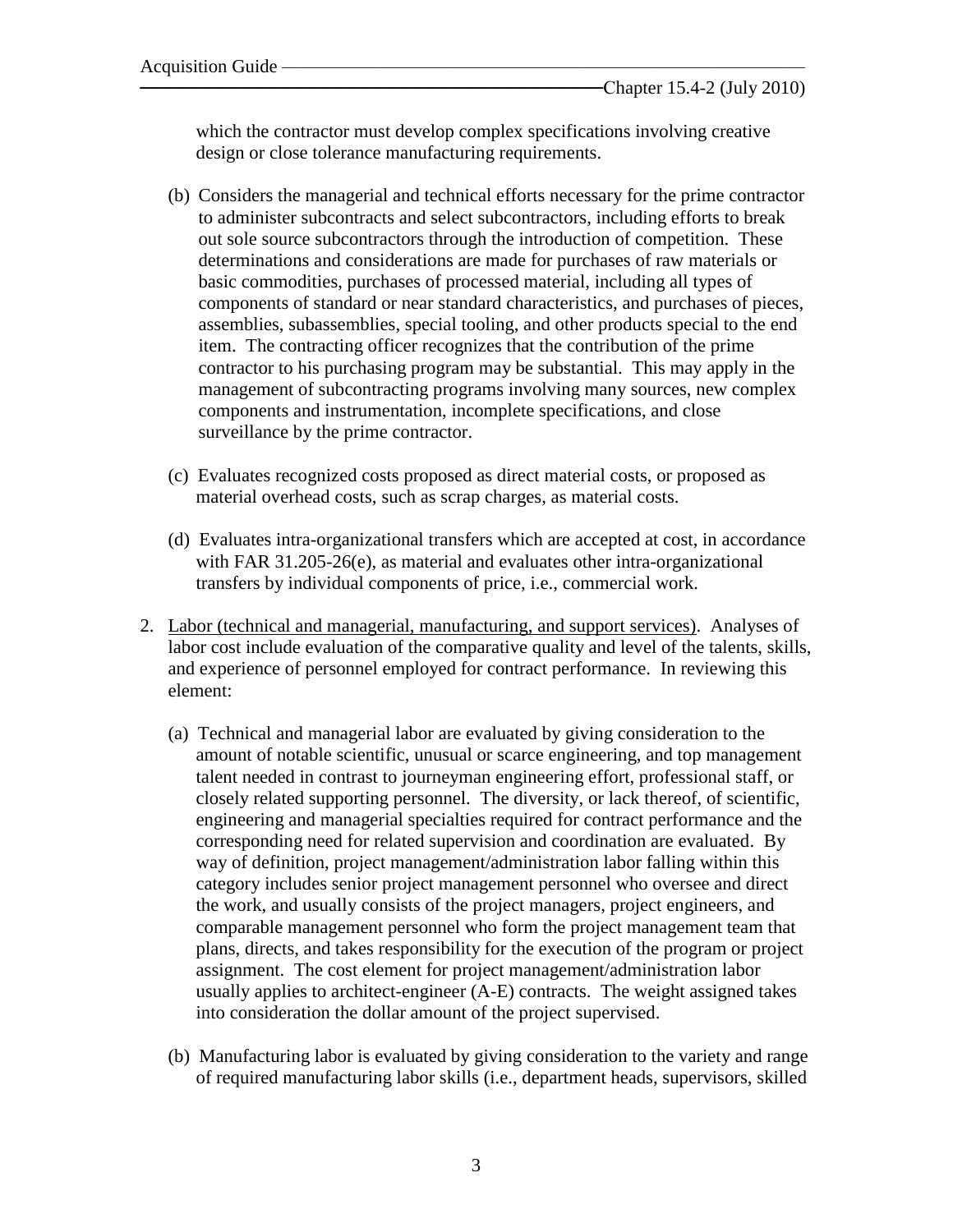which the contractor must develop complex specifications involving creative design or close tolerance manufacturing requirements.

(b) Considers the managerial and technical efforts necessary for the prime contractor to administer subcontracts and select subcontractors, including efforts to break out sole source subcontractors through the introduction of competition. These determinations and considerations are made for purchases of raw materials or basic commodities, purchases of processed material, including all types of components of standard or near standard characteristics, and purchases of pieces, assemblies, subassemblies, special tooling, and other products special to the end item. The contracting officer recognizes that the contribution of the prime contractor to his purchasing program may be substantial. This may apply in the management of subcontracting programs involving many sources, new complex components and instrumentation, incomplete specifications, and close surveillance by the prime contractor.

(c) Evaluates recognized costs proposed as direct material costs, or proposed as material overhead costs, such as scrap charges, as material costs.

(d) Evaluates intra-organizational transfers which are accepted at cost, in accordance with FAR 31.205-26(e), as material and evaluates other intra-organizational transfers by individual components of price, i.e., commercial work.

2. <u>Labor (technical and managerial, manufacturing, and support services)</u>. Analyses of labor cost include evaluation of the comparative quality and level of the talents, skills, and experience of personnel employed for contract performance. In reviewing this element:

   (a) Technical and managerial labor are evaluated by giving consideration to the amount of notable scientific, unusual or scarce engineering, and top management talent needed in contrast to journeyman engineering effort, professional staff, or closely related supporting personnel. The diversity, or lack thereof, of scientific, engineering and managerial specialties required for contract performance and the corresponding need for related supervision and coordination are evaluated. By way of definition, project management/administration labor falling within this category includes senior project management personnel who oversee and direct the work, and usually consists of the project managers, project engineers, and comparable management personnel who form the project management team that plans, directs, and takes responsibility for the execution of the program or project assignment. The cost element for project management/administration labor usually applies to architect-engineer (A-E) contracts. The weight assigned takes into consideration the dollar amount of the project supervised.

   (b) Manufacturing labor is evaluated by giving consideration to the variety and range of required manufacturing labor skills (i.e., department heads, supervisors, skilled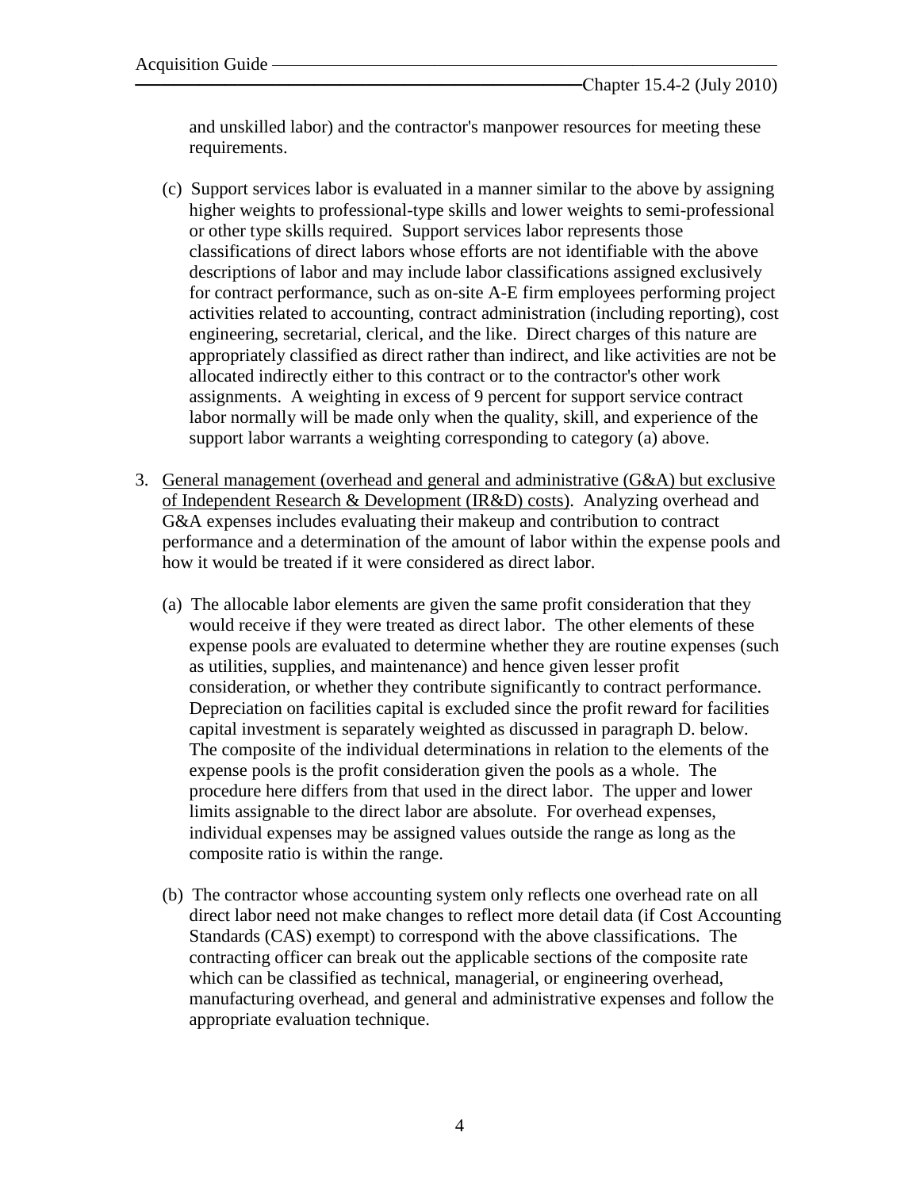and unskilled labor) and the contractor's manpower resources for meeting these requirements.

(c) Support services labor is evaluated in a manner similar to the above by assigning higher weights to professional-type skills and lower weights to semi-professional or other type skills required. Support services labor represents those classifications of direct labors whose efforts are not identifiable with the above descriptions of labor and may include labor classifications assigned exclusively for contract performance, such as on-site A-E firm employees performing project activities related to accounting, contract administration (including reporting), cost engineering, secretarial, clerical, and the like. Direct charges of this nature are appropriately classified as direct rather than indirect, and like activities are not be allocated indirectly either to this contract or to the contractor's other work assignments. A weighting in excess of 9 percent for support service contract labor normally will be made only when the quality, skill, and experience of the support labor warrants a weighting corresponding to category (a) above.

3. General management (overhead and general and administrative (G&A) but exclusive of Independent Research & Development (IR&D) costs). Analyzing overhead and G&A expenses includes evaluating their makeup and contribution to contract performance and a determination of the amount of labor within the expense pools and how it would be treated if it were considered as direct labor.

   (a) The allocable labor elements are given the same profit consideration that they would receive if they were treated as direct labor. The other elements of these expense pools are evaluated to determine whether they are routine expenses (such as utilities, supplies, and maintenance) and hence given lesser profit consideration, or whether they contribute significantly to contract performance. Depreciation on facilities capital is excluded since the profit reward for facilities capital investment is separately weighted as discussed in paragraph D. below. The composite of the individual determinations in relation to the elements of the expense pools is the profit consideration given the pools as a whole. The procedure here differs from that used in the direct labor. The upper and lower limits assignable to the direct labor are absolute. For overhead expenses, individual expenses may be assigned values outside the range as long as the composite ratio is within the range.

   (b) The contractor whose accounting system only reflects one overhead rate on all direct labor need not make changes to reflect more detail data (if Cost Accounting Standards (CAS) exempt) to correspond with the above classifications. The contracting officer can break out the applicable sections of the composite rate which can be classified as technical, managerial, or engineering overhead, manufacturing overhead, and general and administrative expenses and follow the appropriate evaluation technique.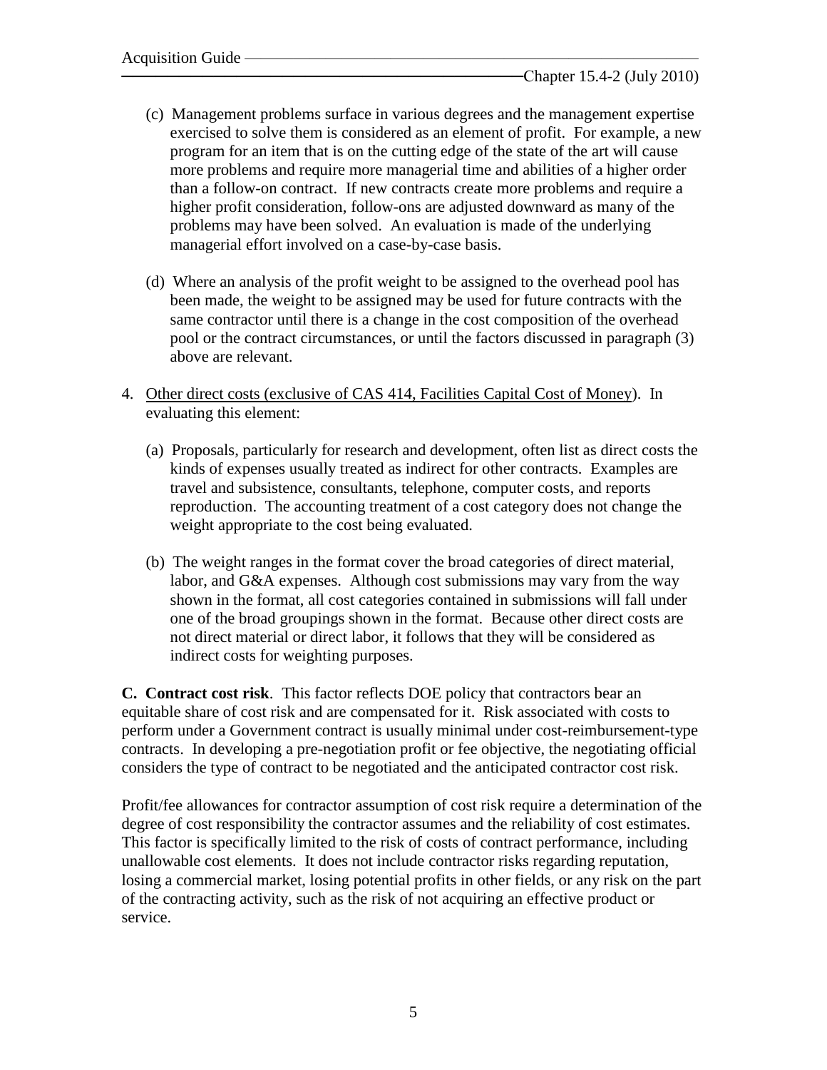(c) Management problems surface in various degrees and the management expertise exercised to solve them is considered as an element of profit. For example, a new program for an item that is on the cutting edge of the state of the art will cause more problems and require more managerial time and abilities of a higher order than a follow-on contract. If new contracts create more problems and require a higher profit consideration, follow-ons are adjusted downward as many of the problems may have been solved. An evaluation is made of the underlying managerial effort involved on a case-by-case basis.

(d) Where an analysis of the profit weight to be assigned to the overhead pool has been made, the weight to be assigned may be used for future contracts with the same contractor until there is a change in the cost composition of the overhead pool or the contract circumstances, or until the factors discussed in paragraph (3) above are relevant.

4. Other direct costs (exclusive of CAS 414, Facilities Capital Cost of Money). In evaluating this element:

   (a) Proposals, particularly for research and development, often list as direct costs the kinds of expenses usually treated as indirect for other contracts. Examples are travel and subsistence, consultants, telephone, computer costs, and reports reproduction. The accounting treatment of a cost category does not change the weight appropriate to the cost being evaluated.

   (b) The weight ranges in the format cover the broad categories of direct material, labor, and G&A expenses. Although cost submissions may vary from the way shown in the format, all cost categories contained in submissions will fall under one of the broad groupings shown in the format. Because other direct costs are not direct material or direct labor, it follows that they will be considered as indirect costs for weighting purposes.

**C. Contract cost risk**. This factor reflects DOE policy that contractors bear an equitable share of cost risk and are compensated for it. Risk associated with costs to perform under a Government contract is usually minimal under cost-reimbursement-type contracts. In developing a pre-negotiation profit or fee objective, the negotiating official considers the type of contract to be negotiated and the anticipated contractor cost risk.

Profit/fee allowances for contractor assumption of cost risk require a determination of the degree of cost responsibility the contractor assumes and the reliability of cost estimates. This factor is specifically limited to the risk of costs of contract performance, including unallowable cost elements. It does not include contractor risks regarding reputation, losing a commercial market, losing potential profits in other fields, or any risk on the part of the contracting activity, such as the risk of not acquiring an effective product or service.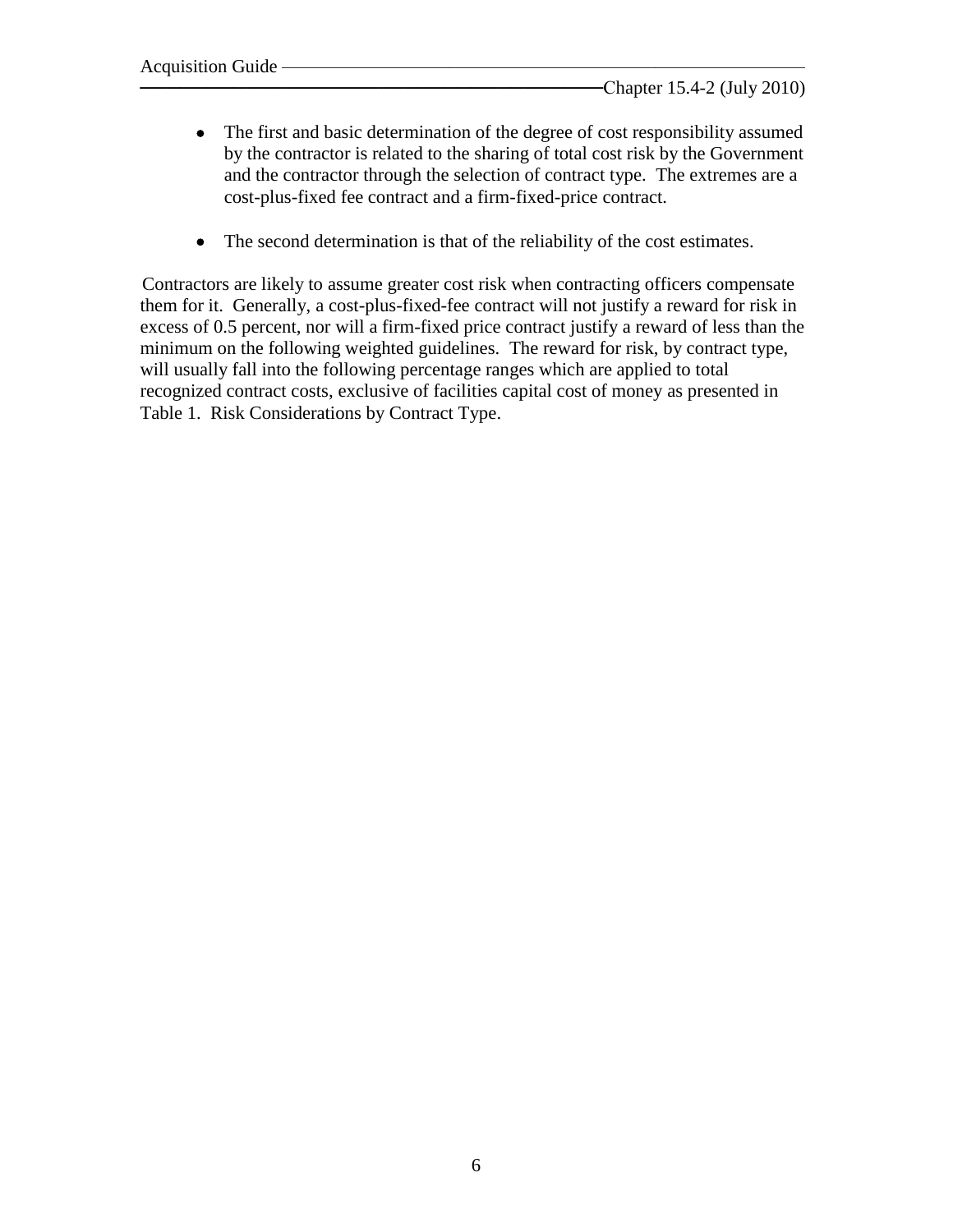- The first and basic determination of the degree of cost responsibility assumed by the contractor is related to the sharing of total cost risk by the Government and the contractor through the selection of contract type. The extremes are a cost-plus-fixed fee contract and a firm-fixed-price contract.

- The second determination is that of the reliability of the cost estimates.

Contractors are likely to assume greater cost risk when contracting officers compensate them for it. Generally, a cost-plus-fixed-fee contract will not justify a reward for risk in excess of 0.5 percent, nor will a firm-fixed price contract justify a reward of less than the minimum on the following weighted guidelines. The reward for risk, by contract type, will usually fall into the following percentage ranges which are applied to total recognized contract costs, exclusive of facilities capital cost of money as presented in Table 1. Risk Considerations by Contract Type.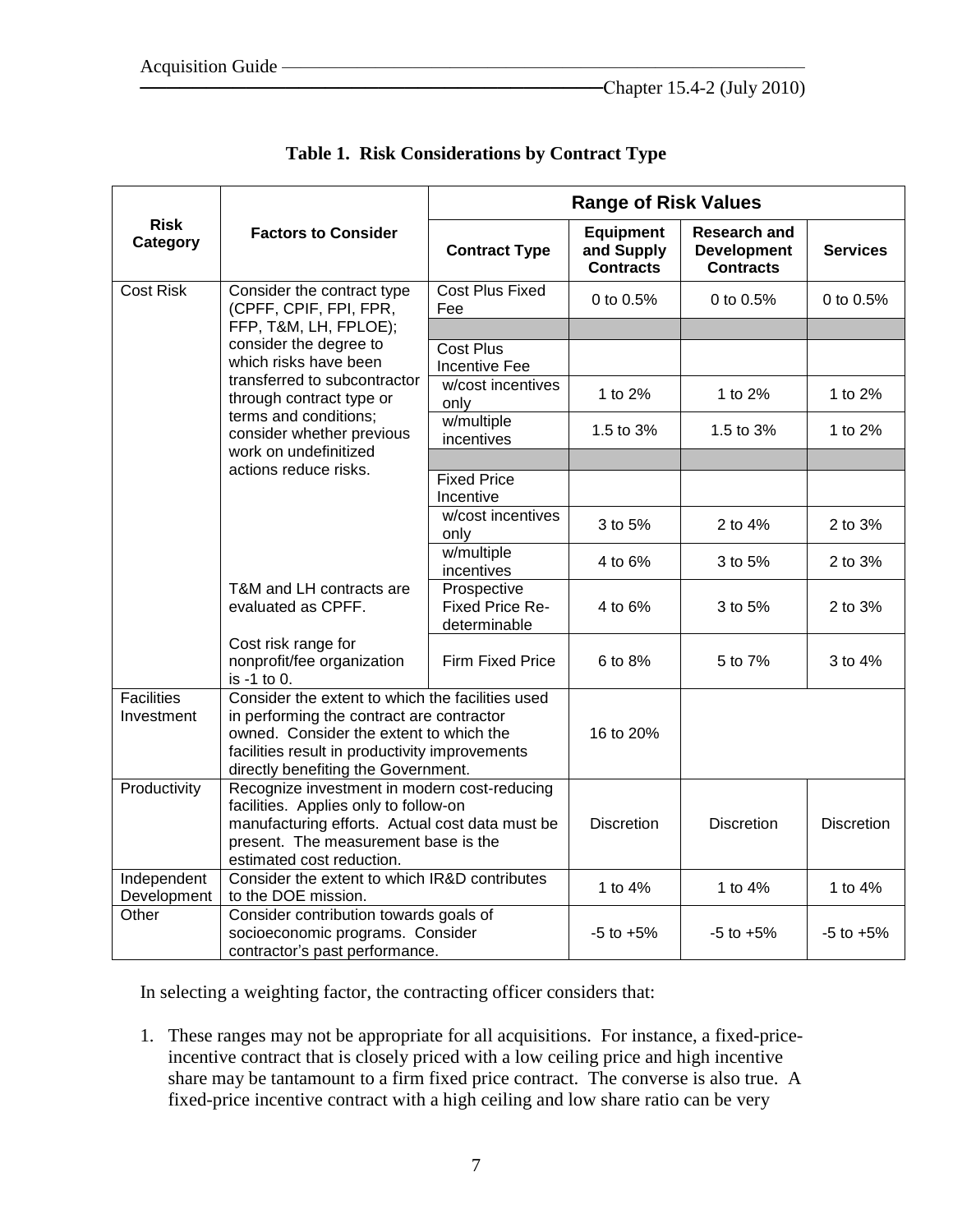**Table 1. Risk Considerations by Contract Type**

| Risk Category | Factors to Consider | Range of Risk Values | | | |
|---|---|---|---|---|---|
| | | Contract Type | Equipment and Supply Contracts | Research and Development Contracts | Services |
| Cost Risk | Consider the contract type (CPFF, CPIF, FPI, FPR, FFP, T&M, LH, FPLOE); consider the degree to which risks have been transferred to subcontractor through contract type or terms and conditions; consider whether previous work on undefinitized actions reduce risks. | Cost Plus Fixed Fee | 0 to 0.5% | 0 to 0.5% | 0 to 0.5% |
| | | | | | |
| | | Cost Plus Incentive Fee | | | |
| | | w/cost incentives only | 1 to 2% | 1 to 2% | 1 to 2% |
| | | w/multiple incentives | 1.5 to 3% | 1.5 to 3% | 1 to 2% |
| | | | | | |
| | | Fixed Price Incentive | | | |
| | | w/cost incentives only | 3 to 5% | 2 to 4% | 2 to 3% |
| | | w/multiple incentives | 4 to 6% | 3 to 5% | 2 to 3% |
| | T&M and LH contracts are evaluated as CPFF. | Prospective Fixed Price Re-determinable | 4 to 6% | 3 to 5% | 2 to 3% |
| | Cost risk range for nonprofit/fee organization is -1 to 0. | Firm Fixed Price | 6 to 8% | 5 to 7% | 3 to 4% |
| Facilities Investment | Consider the extent to which the facilities used in performing the contract are contractor owned. Consider the extent to which the facilities result in productivity improvements directly benefiting the Government. | | 16 to 20% | | |
| Productivity | Recognize investment in modern cost-reducing facilities. Applies only to follow-on manufacturing efforts. Actual cost data must be present. The measurement base is the estimated cost reduction. | | Discretion | Discretion | Discretion |
| Independent Development | Consider the extent to which IR&D contributes to the DOE mission. | | 1 to 4% | 1 to 4% | 1 to 4% |
| Other | Consider contribution towards goals of socioeconomic programs. Consider contractor's past performance. | | -5 to +5% | -5 to +5% | -5 to +5% |

In selecting a weighting factor, the contracting officer considers that:

1. These ranges may not be appropriate for all acquisitions. For instance, a fixed-price-incentive contract that is closely priced with a low ceiling price and high incentive share may be tantamount to a firm fixed price contract. The converse is also true. A fixed-price incentive contract with a high ceiling and low share ratio can be very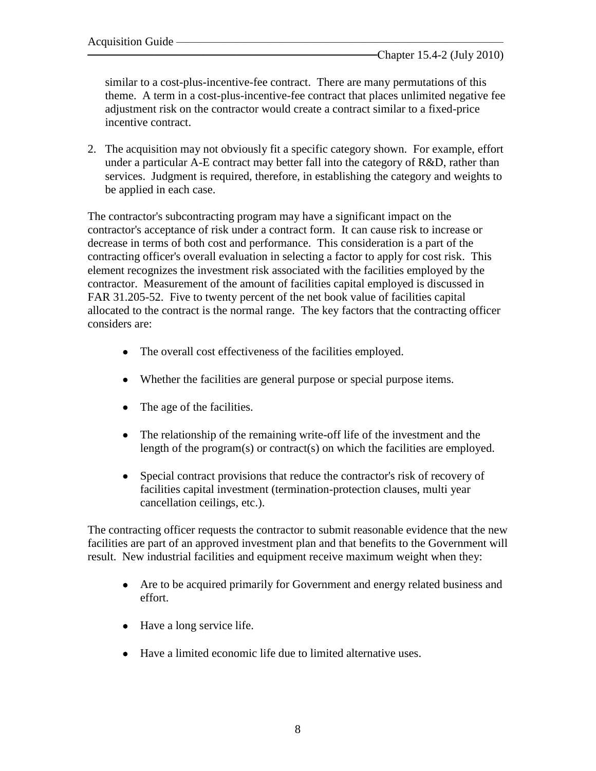similar to a cost-plus-incentive-fee contract. There are many permutations of this theme. A term in a cost-plus-incentive-fee contract that places unlimited negative fee adjustment risk on the contractor would create a contract similar to a fixed-price incentive contract.

2. The acquisition may not obviously fit a specific category shown. For example, effort under a particular A-E contract may better fall into the category of R&D, rather than services. Judgment is required, therefore, in establishing the category and weights to be applied in each case.

The contractor's subcontracting program may have a significant impact on the contractor's acceptance of risk under a contract form. It can cause risk to increase or decrease in terms of both cost and performance. This consideration is a part of the contracting officer's overall evaluation in selecting a factor to apply for cost risk. This element recognizes the investment risk associated with the facilities employed by the contractor. Measurement of the amount of facilities capital employed is discussed in FAR 31.205-52. Five to twenty percent of the net book value of facilities capital allocated to the contract is the normal range. The key factors that the contracting officer considers are:

- The overall cost effectiveness of the facilities employed.
- Whether the facilities are general purpose or special purpose items.
- The age of the facilities.
- The relationship of the remaining write-off life of the investment and the length of the program(s) or contract(s) on which the facilities are employed.
- Special contract provisions that reduce the contractor's risk of recovery of facilities capital investment (termination-protection clauses, multi year cancellation ceilings, etc.).

The contracting officer requests the contractor to submit reasonable evidence that the new facilities are part of an approved investment plan and that benefits to the Government will result. New industrial facilities and equipment receive maximum weight when they:

- Are to be acquired primarily for Government and energy related business and effort.
- Have a long service life.
- Have a limited economic life due to limited alternative uses.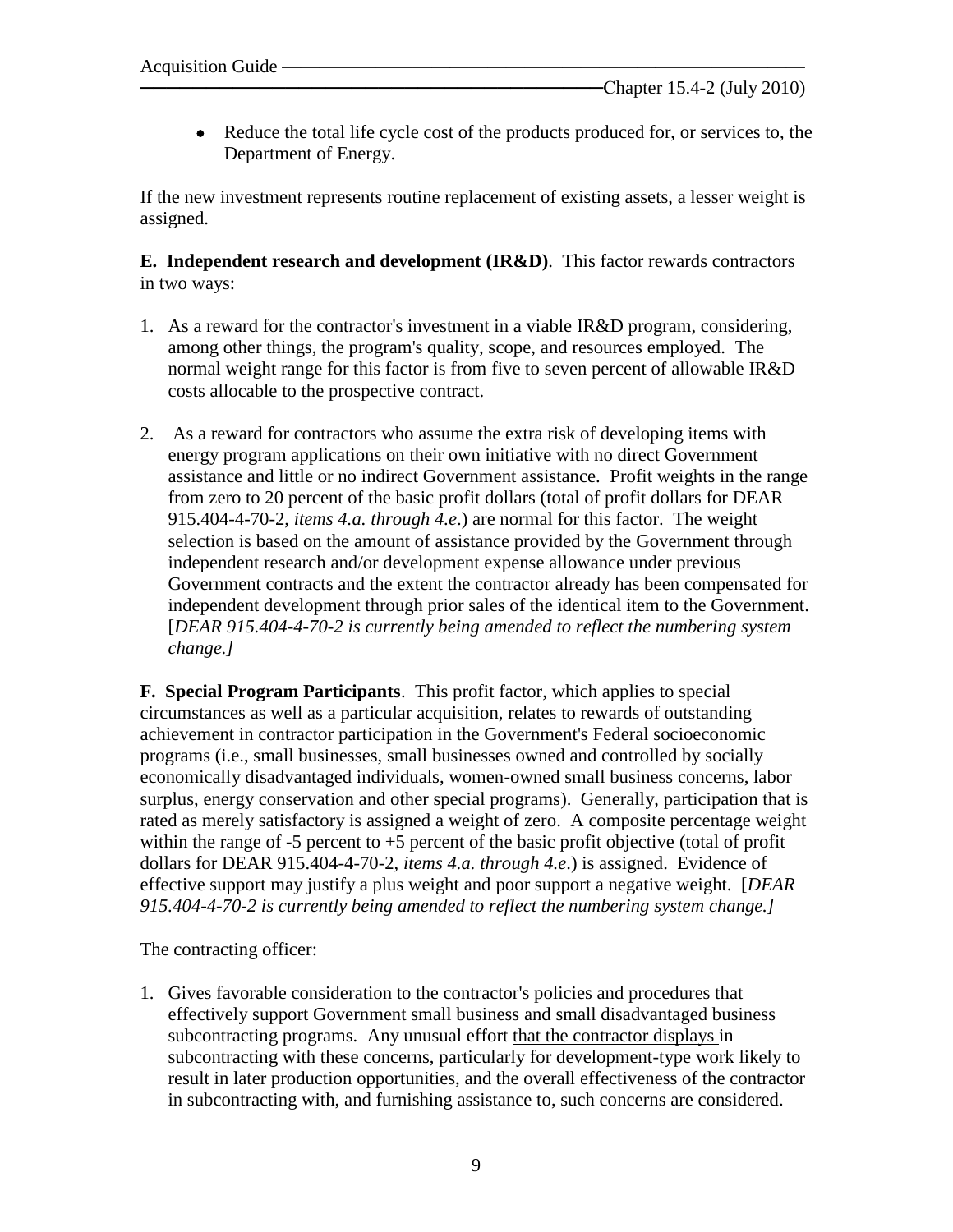- Reduce the total life cycle cost of the products produced for, or services to, the Department of Energy.

If the new investment represents routine replacement of existing assets, a lesser weight is assigned.

**E. Independent research and development (IR&D)**. This factor rewards contractors in two ways:

1. As a reward for the contractor's investment in a viable IR&D program, considering, among other things, the program's quality, scope, and resources employed. The normal weight range for this factor is from five to seven percent of allowable IR&D costs allocable to the prospective contract.

2. As a reward for contractors who assume the extra risk of developing items with energy program applications on their own initiative with no direct Government assistance and little or no indirect Government assistance. Profit weights in the range from zero to 20 percent of the basic profit dollars (total of profit dollars for DEAR 915.404-4-70-2, *items 4.a. through 4.e.*) are normal for this factor. The weight selection is based on the amount of assistance provided by the Government through independent research and/or development expense allowance under previous Government contracts and the extent the contractor already has been compensated for independent development through prior sales of the identical item to the Government. [*DEAR 915.404-4-70-2 is currently being amended to reflect the numbering system change.]*

**F. Special Program Participants**. This profit factor, which applies to special circumstances as well as a particular acquisition, relates to rewards of outstanding achievement in contractor participation in the Government's Federal socioeconomic programs (i.e., small businesses, small businesses owned and controlled by socially economically disadvantaged individuals, women-owned small business concerns, labor surplus, energy conservation and other special programs). Generally, participation that is rated as merely satisfactory is assigned a weight of zero. A composite percentage weight within the range of -5 percent to +5 percent of the basic profit objective (total of profit dollars for DEAR 915.404-4-70-2, *items 4.a. through 4.e.*) is assigned. Evidence of effective support may justify a plus weight and poor support a negative weight. [*DEAR 915.404-4-70-2 is currently being amended to reflect the numbering system change.]*

The contracting officer:

1. Gives favorable consideration to the contractor's policies and procedures that effectively support Government small business and small disadvantaged business subcontracting programs. Any unusual effort that the contractor displays in subcontracting with these concerns, particularly for development-type work likely to result in later production opportunities, and the overall effectiveness of the contractor in subcontracting with, and furnishing assistance to, such concerns are considered.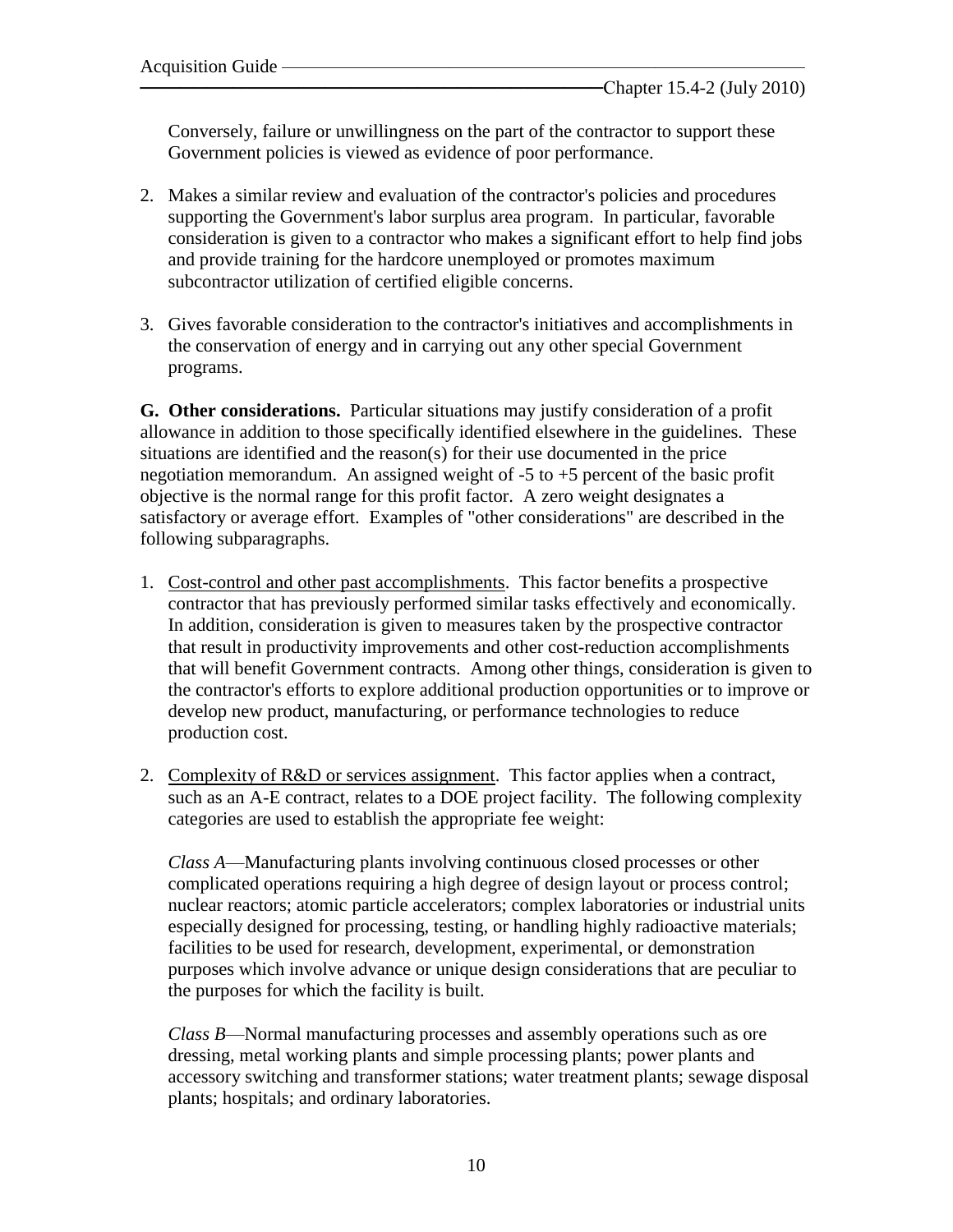Conversely, failure or unwillingness on the part of the contractor to support these Government policies is viewed as evidence of poor performance.

2. Makes a similar review and evaluation of the contractor's policies and procedures supporting the Government's labor surplus area program. In particular, favorable consideration is given to a contractor who makes a significant effort to help find jobs and provide training for the hardcore unemployed or promotes maximum subcontractor utilization of certified eligible concerns.

3. Gives favorable consideration to the contractor's initiatives and accomplishments in the conservation of energy and in carrying out any other special Government programs.

**G. Other considerations.** Particular situations may justify consideration of a profit allowance in addition to those specifically identified elsewhere in the guidelines. These situations are identified and the reason(s) for their use documented in the price negotiation memorandum. An assigned weight of -5 to +5 percent of the basic profit objective is the normal range for this profit factor. A zero weight designates a satisfactory or average effort. Examples of "other considerations" are described in the following subparagraphs.

1. Cost-control and other past accomplishments. This factor benefits a prospective contractor that has previously performed similar tasks effectively and economically. In addition, consideration is given to measures taken by the prospective contractor that result in productivity improvements and other cost-reduction accomplishments that will benefit Government contracts. Among other things, consideration is given to the contractor's efforts to explore additional production opportunities or to improve or develop new product, manufacturing, or performance technologies to reduce production cost.

2. Complexity of R&D or services assignment. This factor applies when a contract, such as an A-E contract, relates to a DOE project facility. The following complexity categories are used to establish the appropriate fee weight:

   *Class A*—Manufacturing plants involving continuous closed processes or other complicated operations requiring a high degree of design layout or process control; nuclear reactors; atomic particle accelerators; complex laboratories or industrial units especially designed for processing, testing, or handling highly radioactive materials; facilities to be used for research, development, experimental, or demonstration purposes which involve advance or unique design considerations that are peculiar to the purposes for which the facility is built.

   *Class B*—Normal manufacturing processes and assembly operations such as ore dressing, metal working plants and simple processing plants; power plants and accessory switching and transformer stations; water treatment plants; sewage disposal plants; hospitals; and ordinary laboratories.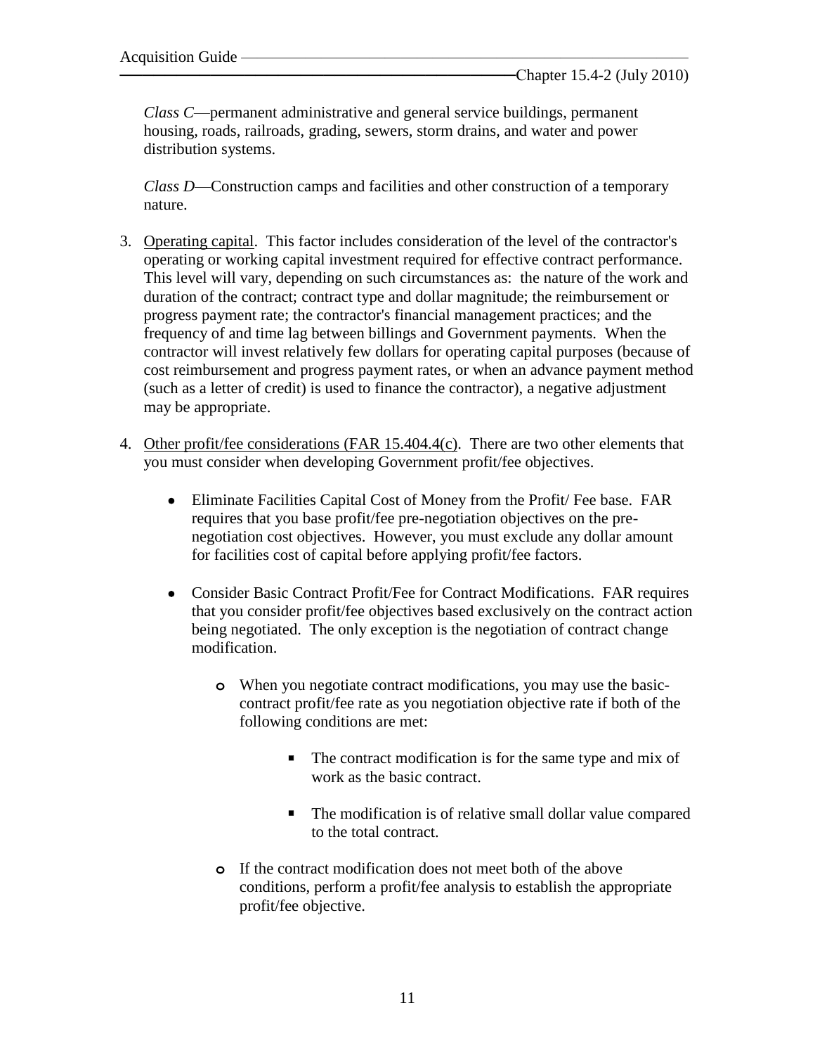*Class C*—permanent administrative and general service buildings, permanent housing, roads, railroads, grading, sewers, storm drains, and water and power distribution systems.

*Class D*—Construction camps and facilities and other construction of a temporary nature.

3. Operating capital. This factor includes consideration of the level of the contractor's operating or working capital investment required for effective contract performance. This level will vary, depending on such circumstances as: the nature of the work and duration of the contract; contract type and dollar magnitude; the reimbursement or progress payment rate; the contractor's financial management practices; and the frequency of and time lag between billings and Government payments. When the contractor will invest relatively few dollars for operating capital purposes (because of cost reimbursement and progress payment rates, or when an advance payment method (such as a letter of credit) is used to finance the contractor), a negative adjustment may be appropriate.

4. Other profit/fee considerations (FAR 15.404.4(c). There are two other elements that you must consider when developing Government profit/fee objectives.

   - Eliminate Facilities Capital Cost of Money from the Profit/ Fee base. FAR requires that you base profit/fee pre-negotiation objectives on the pre-negotiation cost objectives. However, you must exclude any dollar amount for facilities cost of capital before applying profit/fee factors.

   - Consider Basic Contract Profit/Fee for Contract Modifications. FAR requires that you consider profit/fee objectives based exclusively on the contract action being negotiated. The only exception is the negotiation of contract change modification.

     - When you negotiate contract modifications, you may use the basic-contract profit/fee rate as you negotiation objective rate if both of the following conditions are met:

       - The contract modification is for the same type and mix of work as the basic contract.

       - The modification is of relative small dollar value compared to the total contract.

     - If the contract modification does not meet both of the above conditions, perform a profit/fee analysis to establish the appropriate profit/fee objective.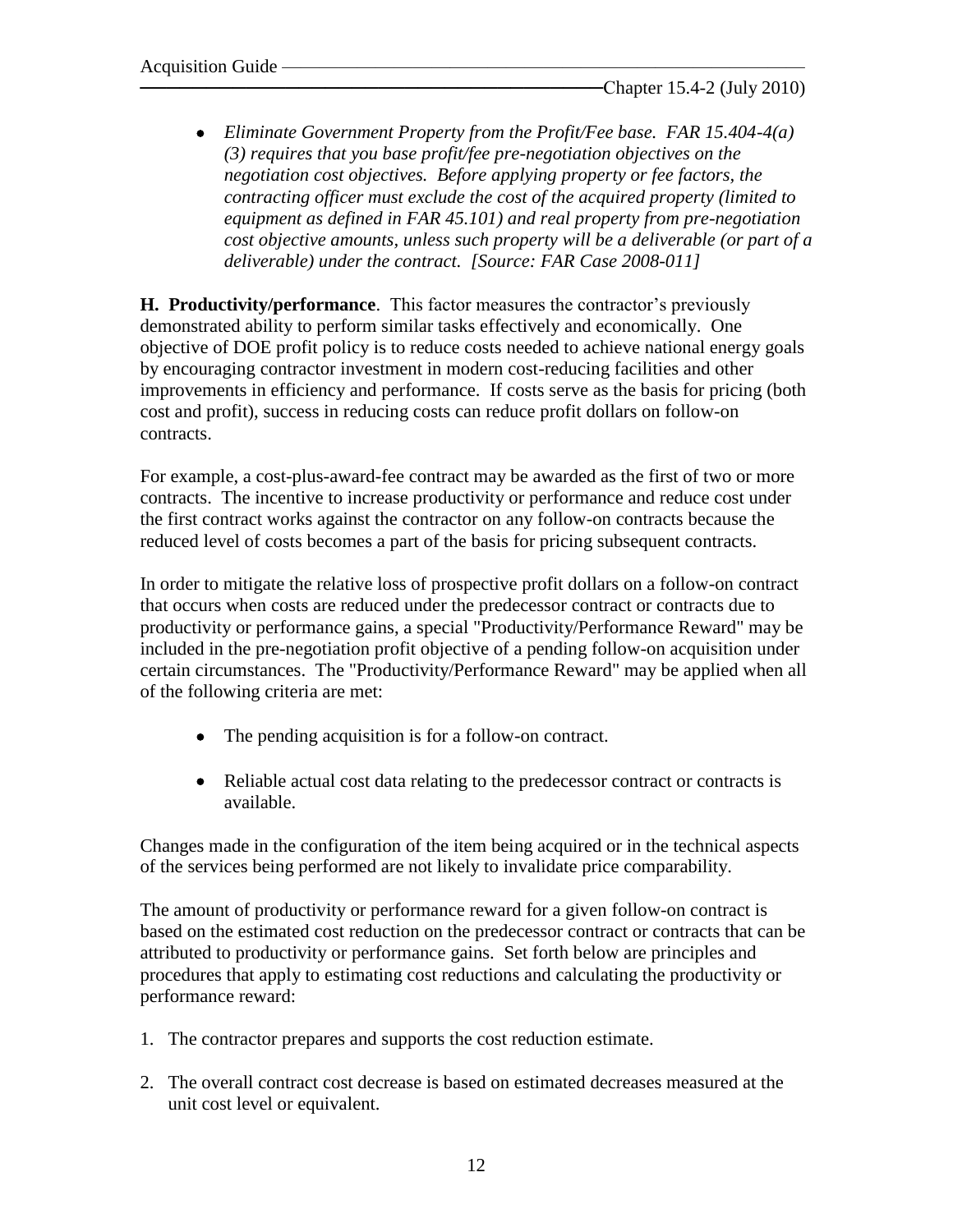- *Eliminate Government Property from the Profit/Fee base. FAR 15.404-4(a) (3) requires that you base profit/fee pre-negotiation objectives on the negotiation cost objectives. Before applying property or fee factors, the contracting officer must exclude the cost of the acquired property (limited to equipment as defined in FAR 45.101) and real property from pre-negotiation cost objective amounts, unless such property will be a deliverable (or part of a deliverable) under the contract. [Source: FAR Case 2008-011]*

**H. Productivity/performance**. This factor measures the contractor's previously demonstrated ability to perform similar tasks effectively and economically. One objective of DOE profit policy is to reduce costs needed to achieve national energy goals by encouraging contractor investment in modern cost-reducing facilities and other improvements in efficiency and performance. If costs serve as the basis for pricing (both cost and profit), success in reducing costs can reduce profit dollars on follow-on contracts.

For example, a cost-plus-award-fee contract may be awarded as the first of two or more contracts. The incentive to increase productivity or performance and reduce cost under the first contract works against the contractor on any follow-on contracts because the reduced level of costs becomes a part of the basis for pricing subsequent contracts.

In order to mitigate the relative loss of prospective profit dollars on a follow-on contract that occurs when costs are reduced under the predecessor contract or contracts due to productivity or performance gains, a special "Productivity/Performance Reward" may be included in the pre-negotiation profit objective of a pending follow-on acquisition under certain circumstances. The "Productivity/Performance Reward" may be applied when all of the following criteria are met:

- The pending acquisition is for a follow-on contract.
- Reliable actual cost data relating to the predecessor contract or contracts is available.

Changes made in the configuration of the item being acquired or in the technical aspects of the services being performed are not likely to invalidate price comparability.

The amount of productivity or performance reward for a given follow-on contract is based on the estimated cost reduction on the predecessor contract or contracts that can be attributed to productivity or performance gains. Set forth below are principles and procedures that apply to estimating cost reductions and calculating the productivity or performance reward:

1. The contractor prepares and supports the cost reduction estimate.
2. The overall contract cost decrease is based on estimated decreases measured at the unit cost level or equivalent.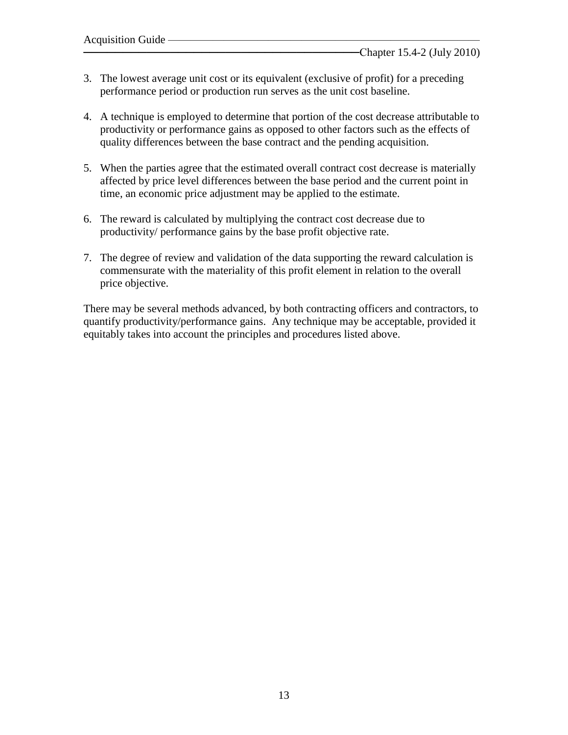3. The lowest average unit cost or its equivalent (exclusive of profit) for a preceding performance period or production run serves as the unit cost baseline.

4. A technique is employed to determine that portion of the cost decrease attributable to productivity or performance gains as opposed to other factors such as the effects of quality differences between the base contract and the pending acquisition.

5. When the parties agree that the estimated overall contract cost decrease is materially affected by price level differences between the base period and the current point in time, an economic price adjustment may be applied to the estimate.

6. The reward is calculated by multiplying the contract cost decrease due to productivity/ performance gains by the base profit objective rate.

7. The degree of review and validation of the data supporting the reward calculation is commensurate with the materiality of this profit element in relation to the overall price objective.

There may be several methods advanced, by both contracting officers and contractors, to quantify productivity/performance gains. Any technique may be acceptable, provided it equitably takes into account the principles and procedures listed above.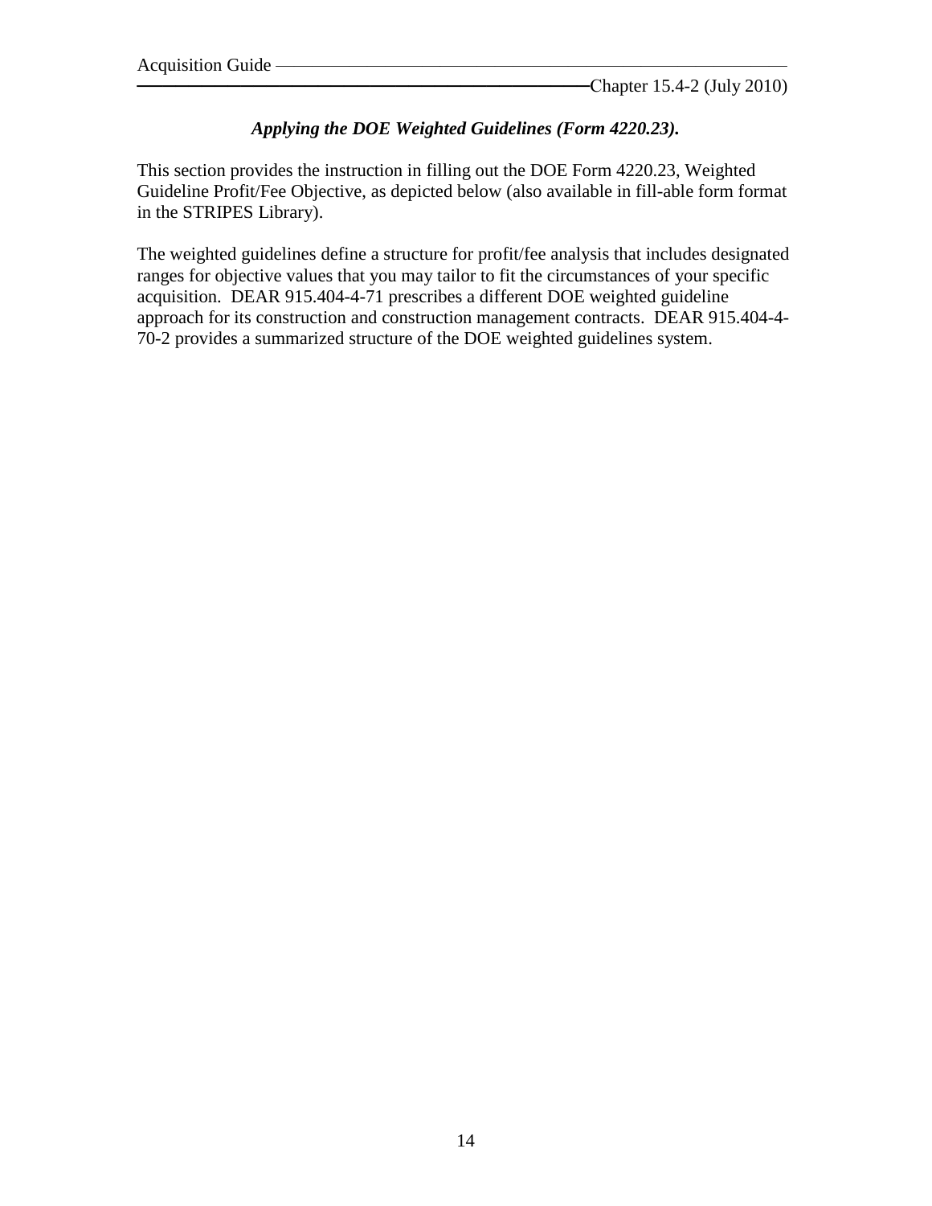***Applying the DOE Weighted Guidelines (Form 4220.23).***

This section provides the instruction in filling out the DOE Form 4220.23, Weighted Guideline Profit/Fee Objective, as depicted below (also available in fill-able form format in the STRIPES Library).

The weighted guidelines define a structure for profit/fee analysis that includes designated ranges for objective values that you may tailor to fit the circumstances of your specific acquisition. DEAR 915.404-4-71 prescribes a different DOE weighted guideline approach for its construction and construction management contracts. DEAR 915.404-4-70-2 provides a summarized structure of the DOE weighted guidelines system.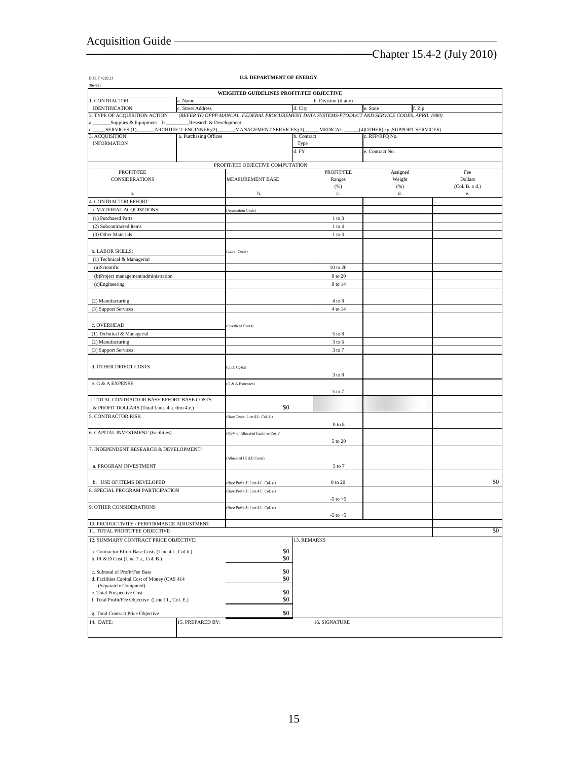DOE F 4220.23
(06-95)

**U.S. DEPARTMENT OF ENERGY**

**WEIGHTED GUIDELINES PROFIT/FEE OBJECTIVE**

| | | | | | |
|---|---|---|---|---|---|
| 1. CONTRACTOR IDENTIFICATION | a. Name | | b. Division (if any) | | |
| | c. Street Address | d. City | | e. State | f. Zip |
| 2. TYPE OF ACQUISITION ACTION | *(REFER TO OFPP MANUAL, FEDERAL PROCUREMENT DATA SYSTEMS-PTODUCT AND SERVICE CODES, APRIL 1980)* | | | | |
| a.\_\_\_\_\_\_\_Supplies & Equipment b.\_\_\_\_\_\_\_\_Research & Development | | | | | |
| c.\_\_\_\_\_SERVICES:(1)\_\_\_\_\_\_ARCHITECT-ENGINEER;(2)\_\_\_\_\_\_MANAGEMENT SERVICES;(3)\_\_\_\_\_MEDICAL;\_\_\_\_\_(4)OTHER(e.g.,SUPPORT SERVICES) | | | | | |
| 3. ACQUISITION INFORMATION | a. Purchasing Offices | b. Contract Type | | c. RFP/RFQ No. | |
| | | d. FY | | e. Contract No. | |

PROFIT/FEE OBJECTIVE COMPUTATION

| PROFIT/FEE CONSIDERATIONS a. | MEASUREMENT BASE b. | PROFIT/FEE Ranges (%) c. | Assigned Weight (%) d. | Fee Dollars (Col. B. x d.) e. |
|---|---|---|---|---|
| 4. CONTRACTOR EFFORT | | | | |
| a. MATERIAL ACQUISITIONS: | (Acquisition Costs) | | | |
| (1) Purchased Parts | | 1 to 3 | | |
| (2) Subcontracted Items | | 1 to 4 | | |
| (3) Other Materials | | 1 to 3 | | |
| b. LABOR SKILLS: | (Labor Costs) | | | |
| (1) Technical & Managerial | | | | |
| (a)Scientific | | 10 to 20 | | |
| (b)Project management/administration | | 8 to 20 | | |
| (c)Engineering | | 8 to 14 | | |
| (2) Manufacturing | | 4 to 8 | | |
| (3) Support Services | | 4 to 14 | | |
| c. OVERHEAD | (Overhead Costs) | | | |
| (1) Technical & Managerial | | 5 to 8 | | |
| (2) Manufacturing | | 3 to 6 | | |
| (3) Support Services | | 3 to 7 | | |
| d. OTHER DIRECT COSTS | (O.D. Costs) | 3 to 8 | | |
| e. G & A EXPENSE | (G & A Expenses) | 5 to 7 | | |
| f. TOTAL CONTRACTOR BASE EFFORT BASE COSTS & PROFIT DOLLARS (Total Lines 4.a. thru 4.e.) | $0 | | | |
| 5. CONTRACTOR RISK | (Base Costs: Line 4.f., Col. b.) | 0 to 8 | | |
| 6. CAPITAL INVESTMENT (Facilities) | (NBV of Allocated Facilities Costs) | 5 to 20 | | |
| 7. INDEPENDENT RESEARCH & DEVELOPMENT: | | | | |
| a. PROGRAM INVESTMENT | (Allocated IR &D Costs) | 5 to 7 | | |
| b. USE OF ITEMS DEVELOPED | (Base Profit $: Line 4.f., Col. e.) | 0 to 20 | | $0 |
| 8. SPECIAL PROGRAM PARTICIPATION | (Base Profit $: Line 4.f., Col. e.) | -5 to +5 | | |
| 9. OTHER CONSIDERATIONS | (Base Profit $: Line 4.f., Col. e.) | -5 to +5 | | |
| 10. PRODUCTIVITY / PERFORMANCE ADJUSTMENT | | | | |
| 11. TOTAL PROFIT/FEE OBJECTIVE | | | | $0 |

| 12. SUMMARY CONTRACT PRICE OBJECTIVE: | | 13. REMARKS |
|---|---|---|
| a. Contractor Effort Base Costs (Line 4.f., Col b.) | $0 | |
| b. IR & D Cost (Line 7.a., Col. B.) | $0 | |
| c. Subtotal of Profit/Fee Base | $0 | |
| d. Facilities Capital Cost of Money (CAS 414 (Separately Computed) | $0 | |
| e. Total Prospective Cost | $0 | |
| f. Total Profit/Fee Objective (Line 11., Col. E.) | $0 | |
| g. Total Contract Price Objective | $0 | |

| 14. DATE: | 15. PREPARED BY: | 16. SIGNATURE |
|---|---|---|
| | | |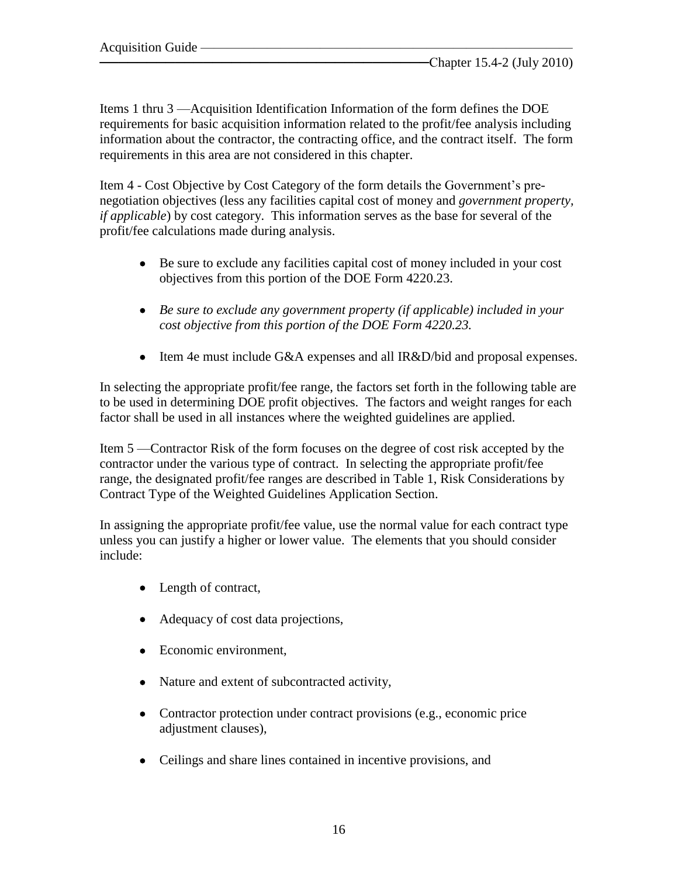Items 1 thru 3 —Acquisition Identification Information of the form defines the DOE requirements for basic acquisition information related to the profit/fee analysis including information about the contractor, the contracting office, and the contract itself. The form requirements in this area are not considered in this chapter.

Item 4 - Cost Objective by Cost Category of the form details the Government's pre-negotiation objectives (less any facilities capital cost of money and *government property, if applicable*) by cost category. This information serves as the base for several of the profit/fee calculations made during analysis.

- Be sure to exclude any facilities capital cost of money included in your cost objectives from this portion of the DOE Form 4220.23.
- *Be sure to exclude any government property (if applicable) included in your cost objective from this portion of the DOE Form 4220.23.*
- Item 4e must include G&A expenses and all IR&D/bid and proposal expenses.

In selecting the appropriate profit/fee range, the factors set forth in the following table are to be used in determining DOE profit objectives. The factors and weight ranges for each factor shall be used in all instances where the weighted guidelines are applied.

Item 5 —Contractor Risk of the form focuses on the degree of cost risk accepted by the contractor under the various type of contract. In selecting the appropriate profit/fee range, the designated profit/fee ranges are described in Table 1, Risk Considerations by Contract Type of the Weighted Guidelines Application Section.

In assigning the appropriate profit/fee value, use the normal value for each contract type unless you can justify a higher or lower value. The elements that you should consider include:

- Length of contract,
- Adequacy of cost data projections,
- Economic environment,
- Nature and extent of subcontracted activity,
- Contractor protection under contract provisions (e.g., economic price adjustment clauses),
- Ceilings and share lines contained in incentive provisions, and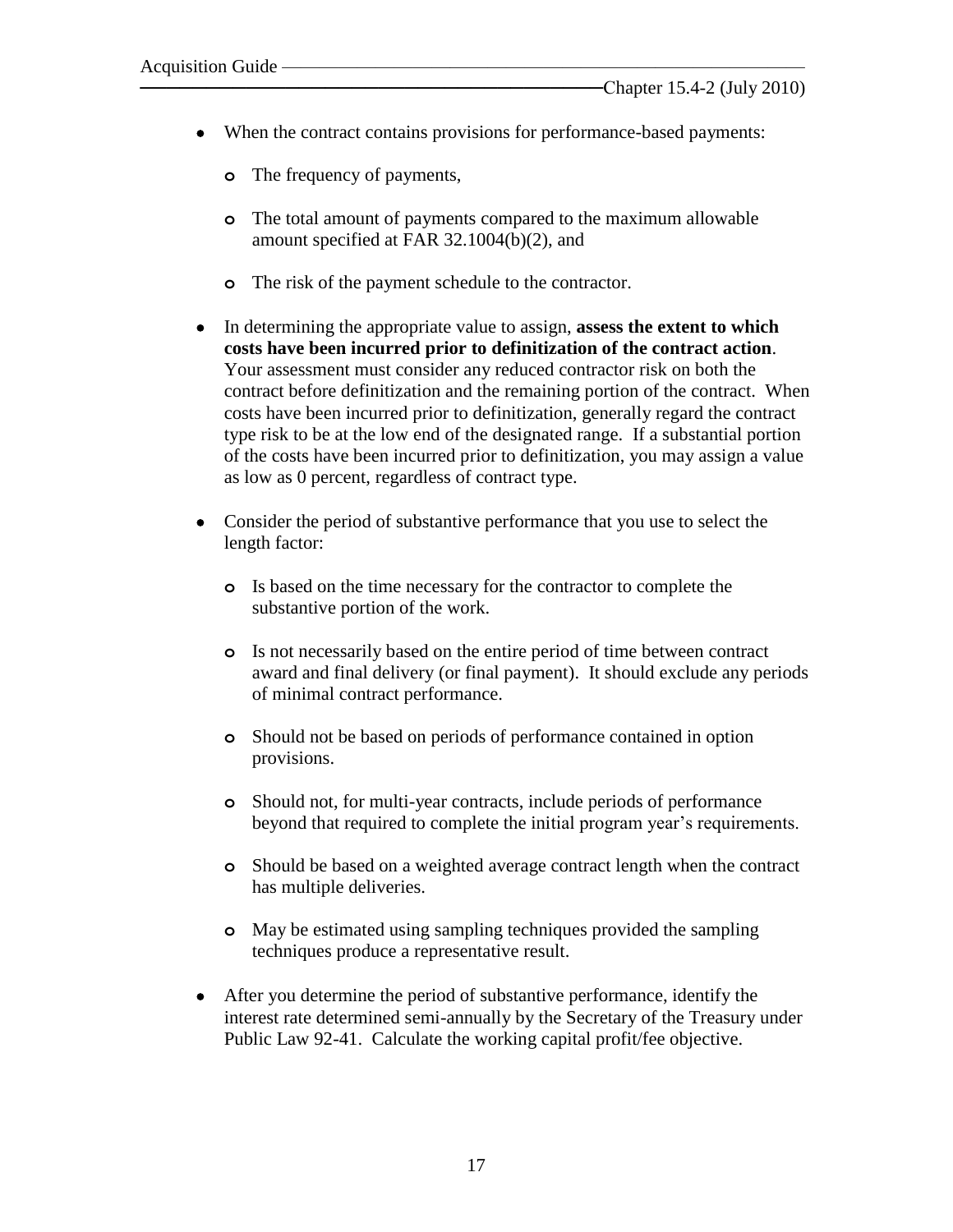- When the contract contains provisions for performance-based payments:

    - The frequency of payments,

    - The total amount of payments compared to the maximum allowable amount specified at FAR 32.1004(b)(2), and

    - The risk of the payment schedule to the contractor.

- In determining the appropriate value to assign, **assess the extent to which costs have been incurred prior to definitization of the contract action**. Your assessment must consider any reduced contractor risk on both the contract before definitization and the remaining portion of the contract. When costs have been incurred prior to definitization, generally regard the contract type risk to be at the low end of the designated range. If a substantial portion of the costs have been incurred prior to definitization, you may assign a value as low as 0 percent, regardless of contract type.

- Consider the period of substantive performance that you use to select the length factor:

    - Is based on the time necessary for the contractor to complete the substantive portion of the work.

    - Is not necessarily based on the entire period of time between contract award and final delivery (or final payment). It should exclude any periods of minimal contract performance.

    - Should not be based on periods of performance contained in option provisions.

    - Should not, for multi-year contracts, include periods of performance beyond that required to complete the initial program year's requirements.

    - Should be based on a weighted average contract length when the contract has multiple deliveries.

    - May be estimated using sampling techniques provided the sampling techniques produce a representative result.

- After you determine the period of substantive performance, identify the interest rate determined semi-annually by the Secretary of the Treasury under Public Law 92-41. Calculate the working capital profit/fee objective.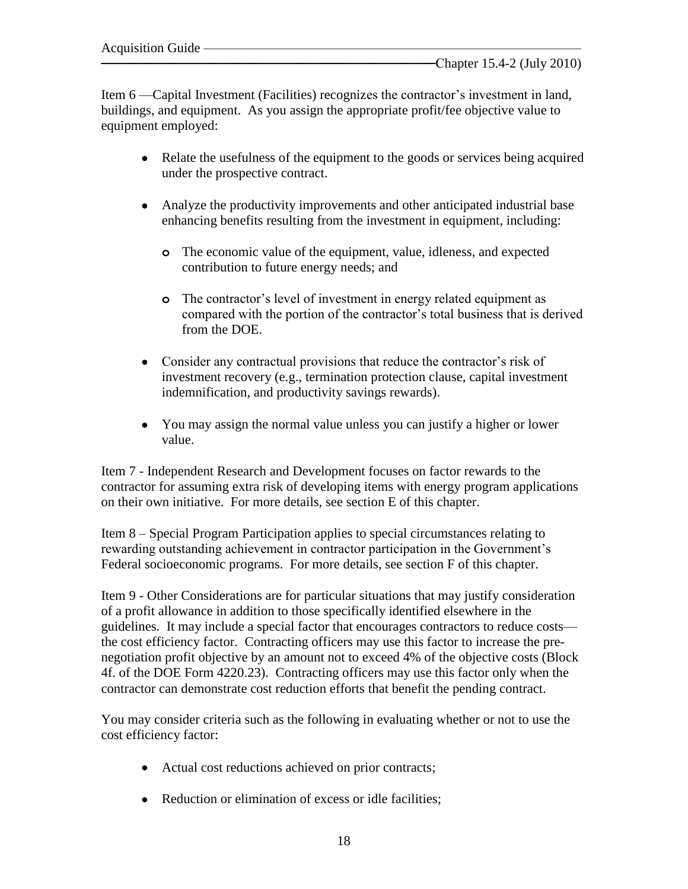Item 6 —Capital Investment (Facilities) recognizes the contractor's investment in land, buildings, and equipment. As you assign the appropriate profit/fee objective value to equipment employed:

- Relate the usefulness of the equipment to the goods or services being acquired under the prospective contract.

- Analyze the productivity improvements and other anticipated industrial base enhancing benefits resulting from the investment in equipment, including:

  - The economic value of the equipment, value, idleness, and expected contribution to future energy needs; and

  - The contractor's level of investment in energy related equipment as compared with the portion of the contractor's total business that is derived from the DOE.

- Consider any contractual provisions that reduce the contractor's risk of investment recovery (e.g., termination protection clause, capital investment indemnification, and productivity savings rewards).

- You may assign the normal value unless you can justify a higher or lower value.

Item 7 - Independent Research and Development focuses on factor rewards to the contractor for assuming extra risk of developing items with energy program applications on their own initiative. For more details, see section E of this chapter.

Item 8 – Special Program Participation applies to special circumstances relating to rewarding outstanding achievement in contractor participation in the Government's Federal socioeconomic programs. For more details, see section F of this chapter.

Item 9 - Other Considerations are for particular situations that may justify consideration of a profit allowance in addition to those specifically identified elsewhere in the guidelines. It may include a special factor that encourages contractors to reduce costs—the cost efficiency factor. Contracting officers may use this factor to increase the pre-negotiation profit objective by an amount not to exceed 4% of the objective costs (Block 4f. of the DOE Form 4220.23). Contracting officers may use this factor only when the contractor can demonstrate cost reduction efforts that benefit the pending contract.

You may consider criteria such as the following in evaluating whether or not to use the cost efficiency factor:

- Actual cost reductions achieved on prior contracts;

- Reduction or elimination of excess or idle facilities;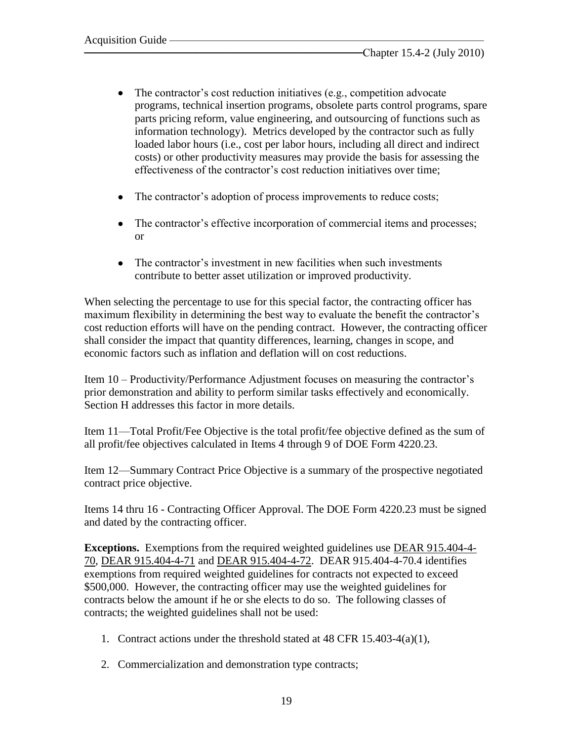- The contractor's cost reduction initiatives (e.g., competition advocate programs, technical insertion programs, obsolete parts control programs, spare parts pricing reform, value engineering, and outsourcing of functions such as information technology). Metrics developed by the contractor such as fully loaded labor hours (i.e., cost per labor hours, including all direct and indirect costs) or other productivity measures may provide the basis for assessing the effectiveness of the contractor's cost reduction initiatives over time;

- The contractor's adoption of process improvements to reduce costs;

- The contractor's effective incorporation of commercial items and processes; or

- The contractor's investment in new facilities when such investments contribute to better asset utilization or improved productivity.

When selecting the percentage to use for this special factor, the contracting officer has maximum flexibility in determining the best way to evaluate the benefit the contractor's cost reduction efforts will have on the pending contract. However, the contracting officer shall consider the impact that quantity differences, learning, changes in scope, and economic factors such as inflation and deflation will on cost reductions.

Item 10 – Productivity/Performance Adjustment focuses on measuring the contractor's prior demonstration and ability to perform similar tasks effectively and economically. Section H addresses this factor in more details.

Item 11—Total Profit/Fee Objective is the total profit/fee objective defined as the sum of all profit/fee objectives calculated in Items 4 through 9 of DOE Form 4220.23.

Item 12—Summary Contract Price Objective is a summary of the prospective negotiated contract price objective.

Items 14 thru 16 - Contracting Officer Approval. The DOE Form 4220.23 must be signed and dated by the contracting officer.

**Exceptions.** Exemptions from the required weighted guidelines use DEAR 915.404-4-70, DEAR 915.404-4-71 and DEAR 915.404-4-72. DEAR 915.404-4-70.4 identifies exemptions from required weighted guidelines for contracts not expected to exceed $500,000. However, the contracting officer may use the weighted guidelines for contracts below the amount if he or she elects to do so. The following classes of contracts; the weighted guidelines shall not be used:

1. Contract actions under the threshold stated at 48 CFR 15.403-4(a)(1),

2. Commercialization and demonstration type contracts;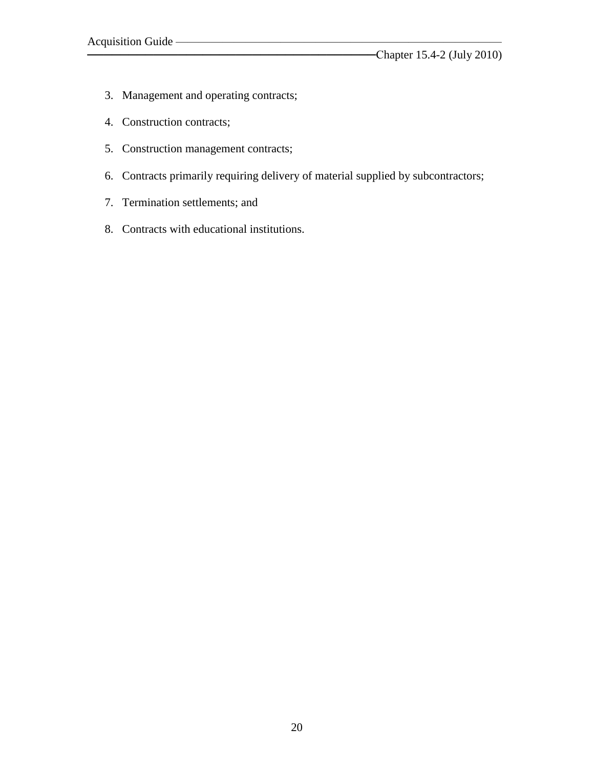3. Management and operating contracts;

4. Construction contracts;

5. Construction management contracts;

6. Contracts primarily requiring delivery of material supplied by subcontractors;

7. Termination settlements; and

8. Contracts with educational institutions.